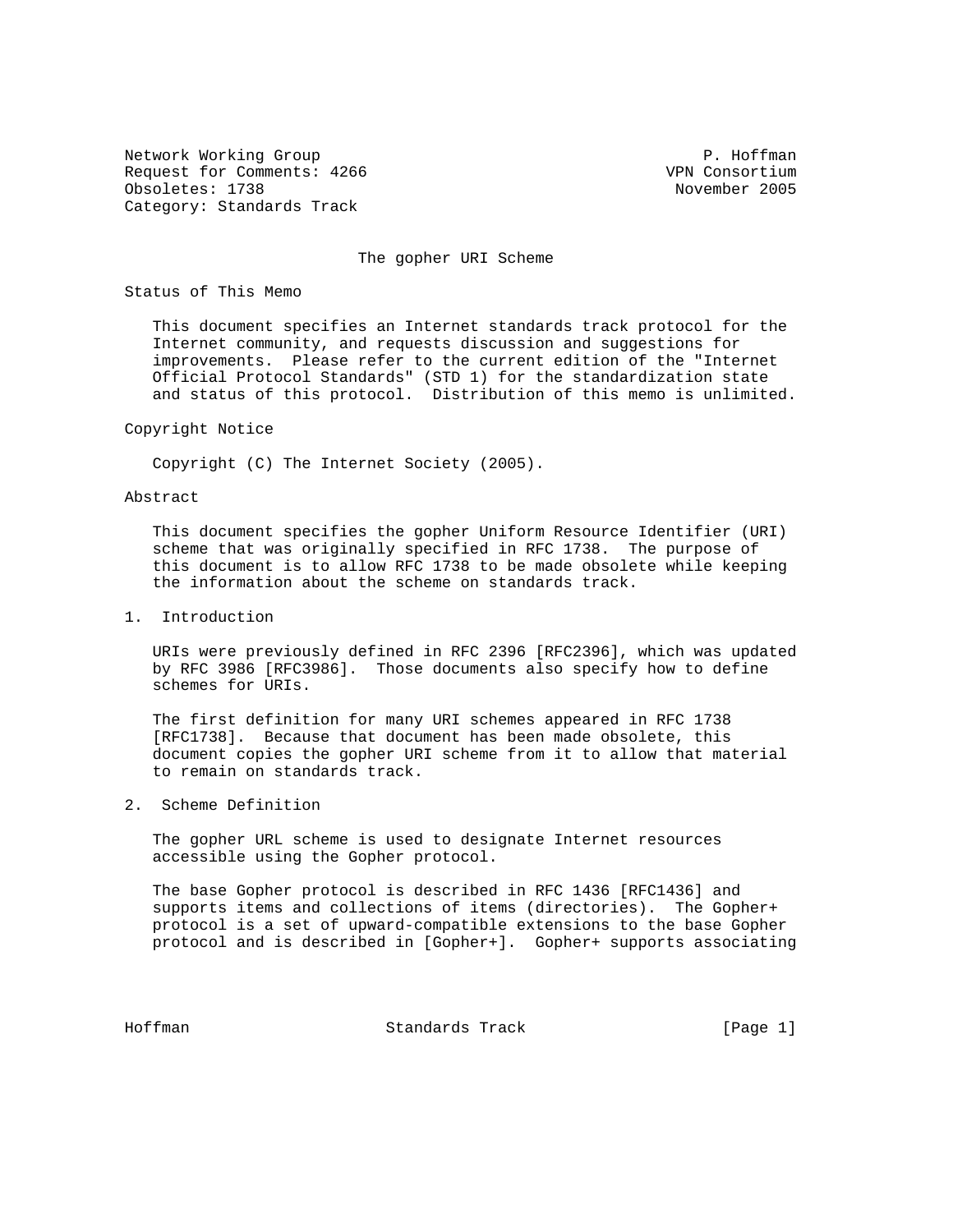Network Working Group P. Hoffman
Request for Comments: 4266 VPN Consortium
Obsoletes: 1738 November 2005
Category: Standards Track

# The gopher URI Scheme

## Status of This Memo

This document specifies an Internet standards track protocol for the Internet community, and requests discussion and suggestions for improvements. Please refer to the current edition of the "Internet Official Protocol Standards" (STD 1) for the standardization state and status of this protocol. Distribution of this memo is unlimited.

## Copyright Notice

Copyright (C) The Internet Society (2005).

## Abstract

This document specifies the gopher Uniform Resource Identifier (URI) scheme that was originally specified in RFC 1738. The purpose of this document is to allow RFC 1738 to be made obsolete while keeping the information about the scheme on standards track.

## 1. Introduction

URIs were previously defined in RFC 2396 [RFC2396], which was updated by RFC 3986 [RFC3986]. Those documents also specify how to define schemes for URIs.

The first definition for many URI schemes appeared in RFC 1738 [RFC1738]. Because that document has been made obsolete, this document copies the gopher URI scheme from it to allow that material to remain on standards track.

## 2. Scheme Definition

The gopher URL scheme is used to designate Internet resources accessible using the Gopher protocol.

The base Gopher protocol is described in RFC 1436 [RFC1436] and supports items and collections of items (directories). The Gopher+ protocol is a set of upward-compatible extensions to the base Gopher protocol and is described in [Gopher+]. Gopher+ supports associating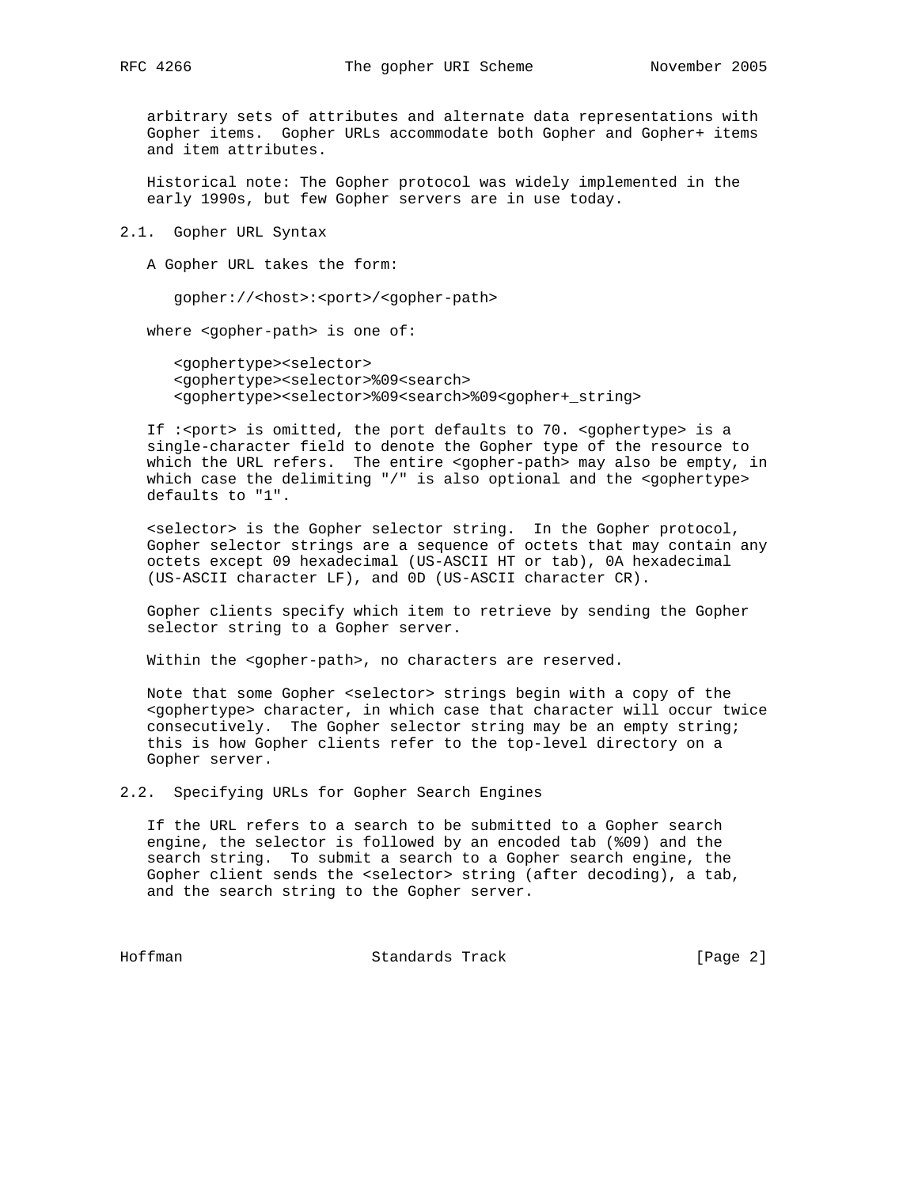arbitrary sets of attributes and alternate data representations with Gopher items. Gopher URLs accommodate both Gopher and Gopher+ items and item attributes.

Historical note: The Gopher protocol was widely implemented in the early 1990s, but few Gopher servers are in use today.

## 2.1. Gopher URL Syntax

A Gopher URL takes the form:

```
gopher://<host>:<port>/<gopher-path>
```

where <gopher-path> is one of:

```
<gophertype><selector>
<gophertype><selector>%09<search>
<gophertype><selector>%09<search>%09<gopher+_string>
```

If :<port> is omitted, the port defaults to 70. <gophertype> is a single-character field to denote the Gopher type of the resource to which the URL refers. The entire <gopher-path> may also be empty, in which case the delimiting "/" is also optional and the <gophertype> defaults to "1".

<selector> is the Gopher selector string. In the Gopher protocol, Gopher selector strings are a sequence of octets that may contain any octets except 09 hexadecimal (US-ASCII HT or tab), 0A hexadecimal (US-ASCII character LF), and 0D (US-ASCII character CR).

Gopher clients specify which item to retrieve by sending the Gopher selector string to a Gopher server.

Within the <gopher-path>, no characters are reserved.

Note that some Gopher <selector> strings begin with a copy of the <gophertype> character, in which case that character will occur twice consecutively. The Gopher selector string may be an empty string; this is how Gopher clients refer to the top-level directory on a Gopher server.

## 2.2. Specifying URLs for Gopher Search Engines

If the URL refers to a search to be submitted to a Gopher search engine, the selector is followed by an encoded tab (%09) and the search string. To submit a search to a Gopher search engine, the Gopher client sends the <selector> string (after decoding), a tab, and the search string to the Gopher server.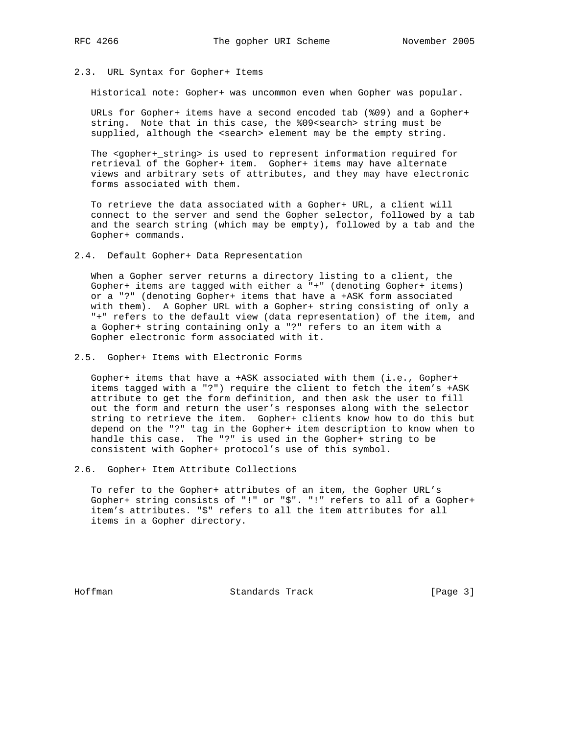### 2.3. URL Syntax for Gopher+ Items

Historical note: Gopher+ was uncommon even when Gopher was popular.

URLs for Gopher+ items have a second encoded tab (%09) and a Gopher+ string. Note that in this case, the %09<search> string must be supplied, although the <search> element may be the empty string.

The <gopher+_string> is used to represent information required for retrieval of the Gopher+ item. Gopher+ items may have alternate views and arbitrary sets of attributes, and they may have electronic forms associated with them.

To retrieve the data associated with a Gopher+ URL, a client will connect to the server and send the Gopher selector, followed by a tab and the search string (which may be empty), followed by a tab and the Gopher+ commands.

### 2.4. Default Gopher+ Data Representation

When a Gopher server returns a directory listing to a client, the Gopher+ items are tagged with either a "+" (denoting Gopher+ items) or a "?" (denoting Gopher+ items that have a +ASK form associated with them). A Gopher URL with a Gopher+ string consisting of only a "+" refers to the default view (data representation) of the item, and a Gopher+ string containing only a "?" refers to an item with a Gopher electronic form associated with it.

### 2.5. Gopher+ Items with Electronic Forms

Gopher+ items that have a +ASK associated with them (i.e., Gopher+ items tagged with a "?") require the client to fetch the item's +ASK attribute to get the form definition, and then ask the user to fill out the form and return the user's responses along with the selector string to retrieve the item. Gopher+ clients know how to do this but depend on the "?" tag in the Gopher+ item description to know when to handle this case. The "?" is used in the Gopher+ string to be consistent with Gopher+ protocol's use of this symbol.

### 2.6. Gopher+ Item Attribute Collections

To refer to the Gopher+ attributes of an item, the Gopher URL's Gopher+ string consists of "!" or "$". "!" refers to all of a Gopher+ item's attributes. "$" refers to all the item attributes for all items in a Gopher directory.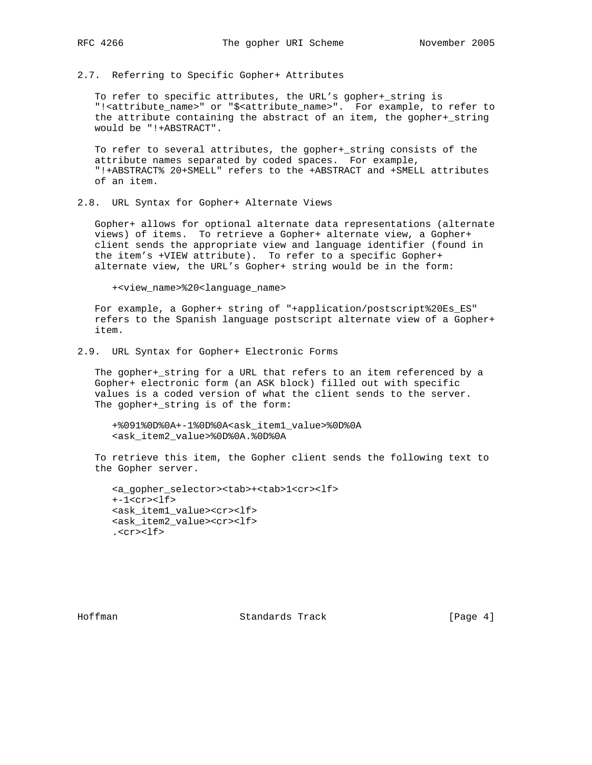## 2.7. Referring to Specific Gopher+ Attributes

To refer to specific attributes, the URL's gopher+_string is "!<attribute_name>" or "$<attribute_name>". For example, to refer to the attribute containing the abstract of an item, the gopher+_string would be "!+ABSTRACT".

To refer to several attributes, the gopher+_string consists of the attribute names separated by coded spaces. For example, "!+ABSTRACT% 20+SMELL" refers to the +ABSTRACT and +SMELL attributes of an item.

## 2.8. URL Syntax for Gopher+ Alternate Views

Gopher+ allows for optional alternate data representations (alternate views) of items. To retrieve a Gopher+ alternate view, a Gopher+ client sends the appropriate view and language identifier (found in the item's +VIEW attribute). To refer to a specific Gopher+ alternate view, the URL's Gopher+ string would be in the form:

```
+<view_name>%20<language_name>
```

For example, a Gopher+ string of "+application/postscript%20Es_ES" refers to the Spanish language postscript alternate view of a Gopher+ item.

## 2.9. URL Syntax for Gopher+ Electronic Forms

The gopher+_string for a URL that refers to an item referenced by a Gopher+ electronic form (an ASK block) filled out with specific values is a coded version of what the client sends to the server. The gopher+_string is of the form:

```
+%091%0D%0A+-1%0D%0A<ask_item1_value>%0D%0A
<ask_item2_value>%0D%0A.%0D%0A
```

To retrieve this item, the Gopher client sends the following text to the Gopher server.

```
<a_gopher_selector><tab>+<tab>1<cr><lf>
+-1<cr><lf>
<ask_item1_value><cr><lf>
<ask_item2_value><cr><lf>
.<cr><lf>
```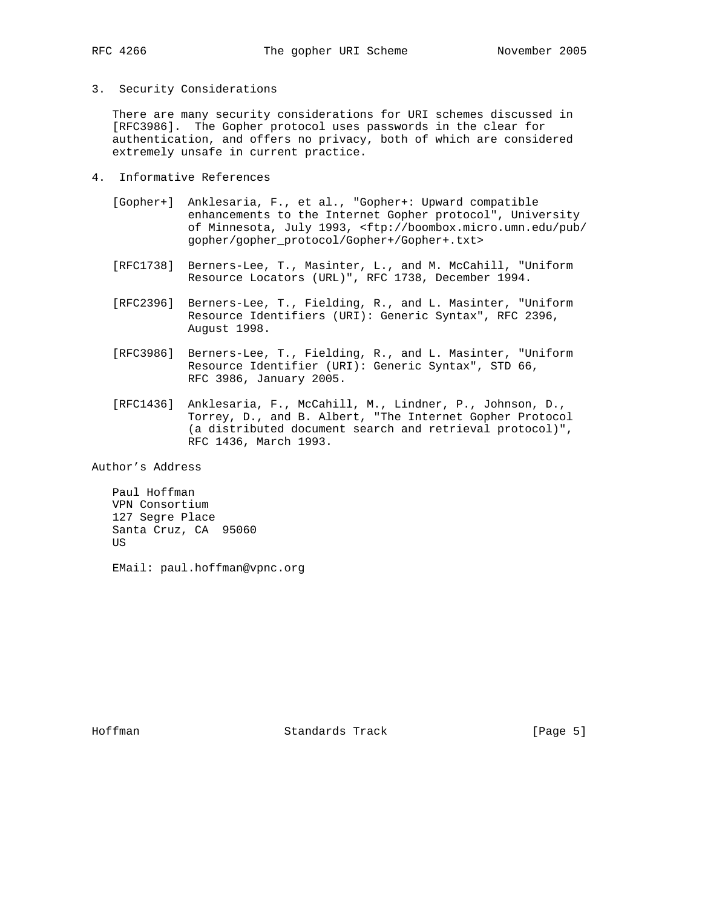## 3. Security Considerations

There are many security considerations for URI schemes discussed in [RFC3986]. The Gopher protocol uses passwords in the clear for authentication, and offers no privacy, both of which are considered extremely unsafe in current practice.

## 4. Informative References

[Gopher+] Anklesaria, F., et al., "Gopher+: Upward compatible enhancements to the Internet Gopher protocol", University of Minnesota, July 1993, <ftp://boombox.micro.umn.edu/pub/gopher/gopher_protocol/Gopher+/Gopher+.txt>

[RFC1738] Berners-Lee, T., Masinter, L., and M. McCahill, "Uniform Resource Locators (URL)", RFC 1738, December 1994.

[RFC2396] Berners-Lee, T., Fielding, R., and L. Masinter, "Uniform Resource Identifiers (URI): Generic Syntax", RFC 2396, August 1998.

[RFC3986] Berners-Lee, T., Fielding, R., and L. Masinter, "Uniform Resource Identifier (URI): Generic Syntax", STD 66, RFC 3986, January 2005.

[RFC1436] Anklesaria, F., McCahill, M., Lindner, P., Johnson, D., Torrey, D., and B. Albert, "The Internet Gopher Protocol (a distributed document search and retrieval protocol)", RFC 1436, March 1993.

## Author's Address

Paul Hoffman
VPN Consortium
127 Segre Place
Santa Cruz, CA 95060
US

EMail: paul.hoffman@vpnc.org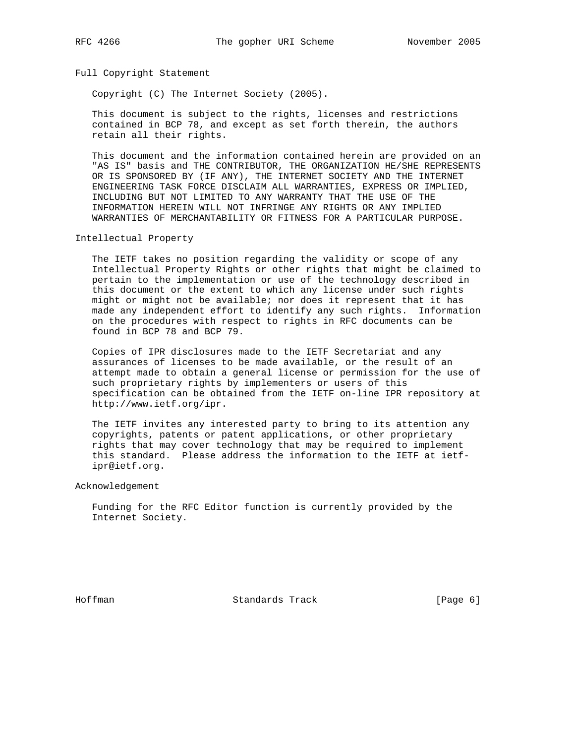## Full Copyright Statement

Copyright (C) The Internet Society (2005).

This document is subject to the rights, licenses and restrictions contained in BCP 78, and except as set forth therein, the authors retain all their rights.

This document and the information contained herein are provided on an "AS IS" basis and THE CONTRIBUTOR, THE ORGANIZATION HE/SHE REPRESENTS OR IS SPONSORED BY (IF ANY), THE INTERNET SOCIETY AND THE INTERNET ENGINEERING TASK FORCE DISCLAIM ALL WARRANTIES, EXPRESS OR IMPLIED, INCLUDING BUT NOT LIMITED TO ANY WARRANTY THAT THE USE OF THE INFORMATION HEREIN WILL NOT INFRINGE ANY RIGHTS OR ANY IMPLIED WARRANTIES OF MERCHANTABILITY OR FITNESS FOR A PARTICULAR PURPOSE.

## Intellectual Property

The IETF takes no position regarding the validity or scope of any Intellectual Property Rights or other rights that might be claimed to pertain to the implementation or use of the technology described in this document or the extent to which any license under such rights might or might not be available; nor does it represent that it has made any independent effort to identify any such rights. Information on the procedures with respect to rights in RFC documents can be found in BCP 78 and BCP 79.

Copies of IPR disclosures made to the IETF Secretariat and any assurances of licenses to be made available, or the result of an attempt made to obtain a general license or permission for the use of such proprietary rights by implementers or users of this specification can be obtained from the IETF on-line IPR repository at http://www.ietf.org/ipr.

The IETF invites any interested party to bring to its attention any copyrights, patents or patent applications, or other proprietary rights that may cover technology that may be required to implement this standard. Please address the information to the IETF at ietf-ipr@ietf.org.

## Acknowledgement

Funding for the RFC Editor function is currently provided by the Internet Society.